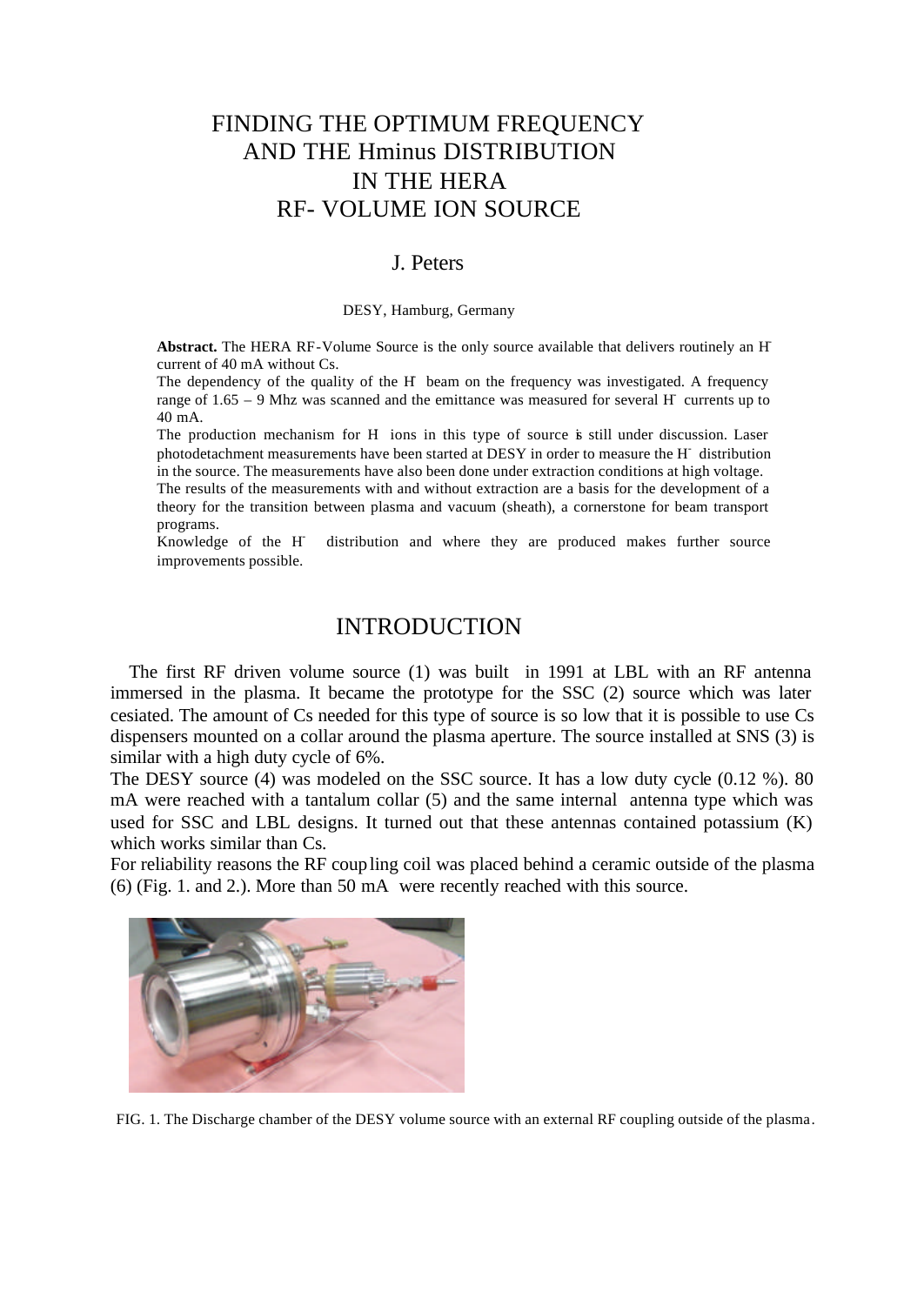# FINDING THE OPTIMUM FREQUENCY AND THE Hminus DISTRIBUTION IN THE HERA RF- VOLUME ION SOURCE

J. Peters

DESY, Hamburg, Germany

**Abstract.** The HERA RF-Volume Source is the only source available that delivers routinely an $H^-$ current of 40 mA without Cs.
The dependency of the quality of the $H^-$ beam on the frequency was investigated. A frequency range of 1.65 – 9 Mhz was scanned and the emittance was measured for several $H^-$ currents up to 40 mA.
The production mechanism for $H^-$ ions in this type of source is still under discussion. Laser photodetachment measurements have been started at DESY in order to measure the $H^-$ distribution in the source. The measurements have also been done under extraction conditions at high voltage.
The results of the measurements with and without extraction are a basis for the development of a theory for the transition between plasma and vacuum (sheath), a cornerstone for beam transport programs.
Knowledge of the $H^-$ distribution and where they are produced makes further source improvements possible.

## INTRODUCTION

The first RF driven volume source (1) was built in 1991 at LBL with an RF antenna immersed in the plasma. It became the prototype for the SSC (2) source which was later cesiated. The amount of Cs needed for this type of source is so low that it is possible to use Cs dispensers mounted on a collar around the plasma aperture. The source installed at SNS (3) is similar with a high duty cycle of 6%.
The DESY source (4) was modeled on the SSC source. It has a low duty cycle (0.12 %). 80 mA were reached with a tantalum collar (5) and the same internal antenna type which was used for SSC and LBL designs. It turned out that these antennas contained potassium (K) which works similar than Cs.
For reliability reasons the RF coupling coil was placed behind a ceramic outside of the plasma (6) (Fig. 1. and 2.). More than 50 mA were recently reached with this source.

FIG. 1. The Discharge chamber of the DESY volume source with an external RF coupling outside of the plasma.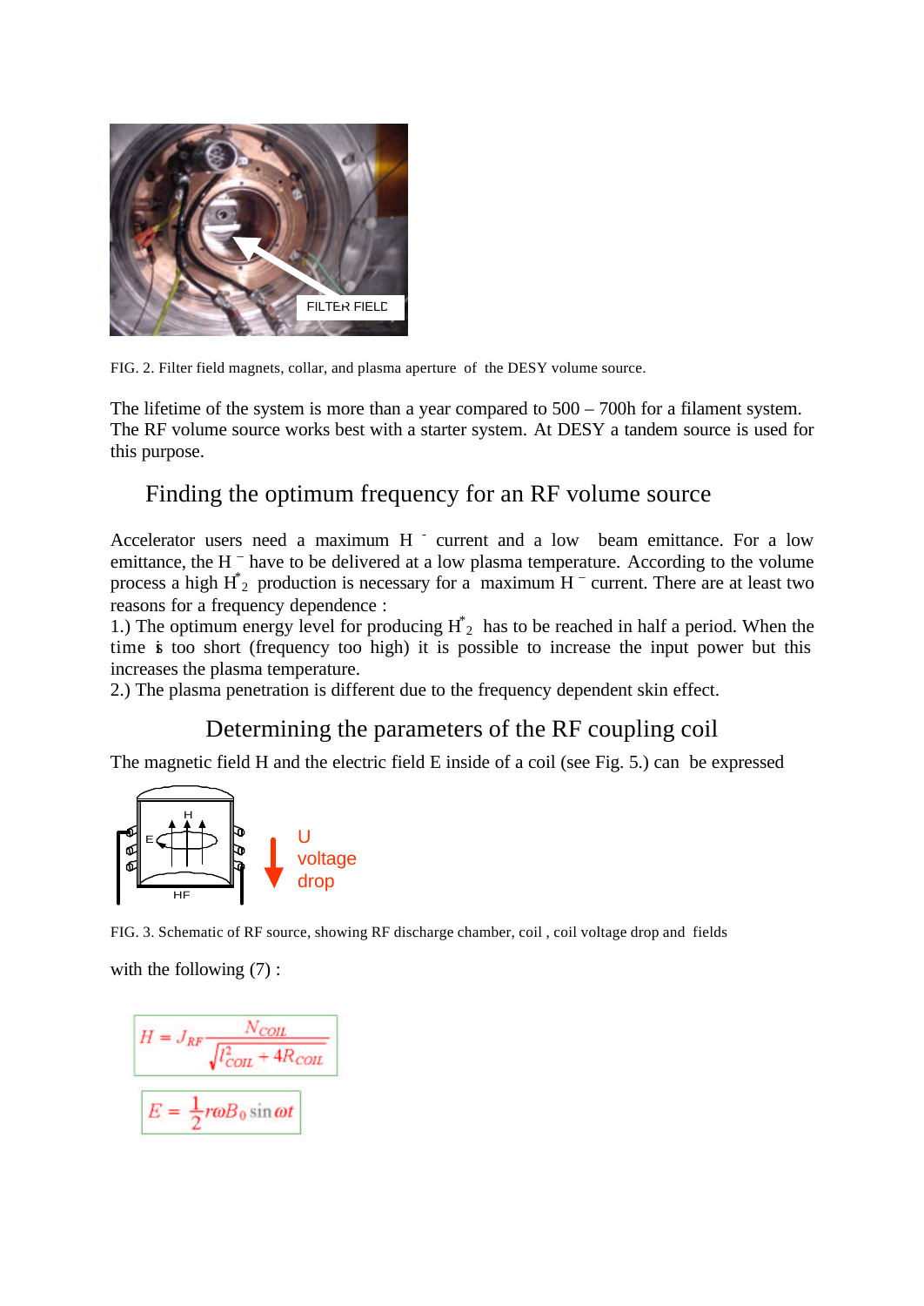FIG. 2. Filter field magnets, collar, and plasma aperture of the DESY volume source.

The lifetime of the system is more than a year compared to 500 – 700h for a filament system. The RF volume source works best with a starter system. At DESY a tandem source is used for this purpose.

## Finding the optimum frequency for an RF volume source

Accelerator users need a maximum $H^-$ current and a low beam emittance. For a low emittance, the $H^-$ have to be delivered at a low plasma temperature. According to the volume process a high $H^*_2$ production is necessary for a maximum $H^-$ current. There are at least two reasons for a frequency dependence :

1.) The optimum energy level for producing $H^*_2$ has to be reached in half a period. When the time is too short (frequency too high) it is possible to increase the input power but this increases the plasma temperature.

2.) The plasma penetration is different due to the frequency dependent skin effect.

## Determining the parameters of the RF coupling coil

The magnetic field H and the electric field E inside of a coil (see Fig. 5.) can be expressed

FIG. 3. Schematic of RF source, showing RF discharge chamber, coil , coil voltage drop and fields

with the following (7) :

$$H = J_{RF} \frac{N_{COIL}}{\sqrt{l^2_{COIL} + 4R_{COIL}}}$$

$$E = \frac{1}{2} r \omega B_0 \sin \omega t$$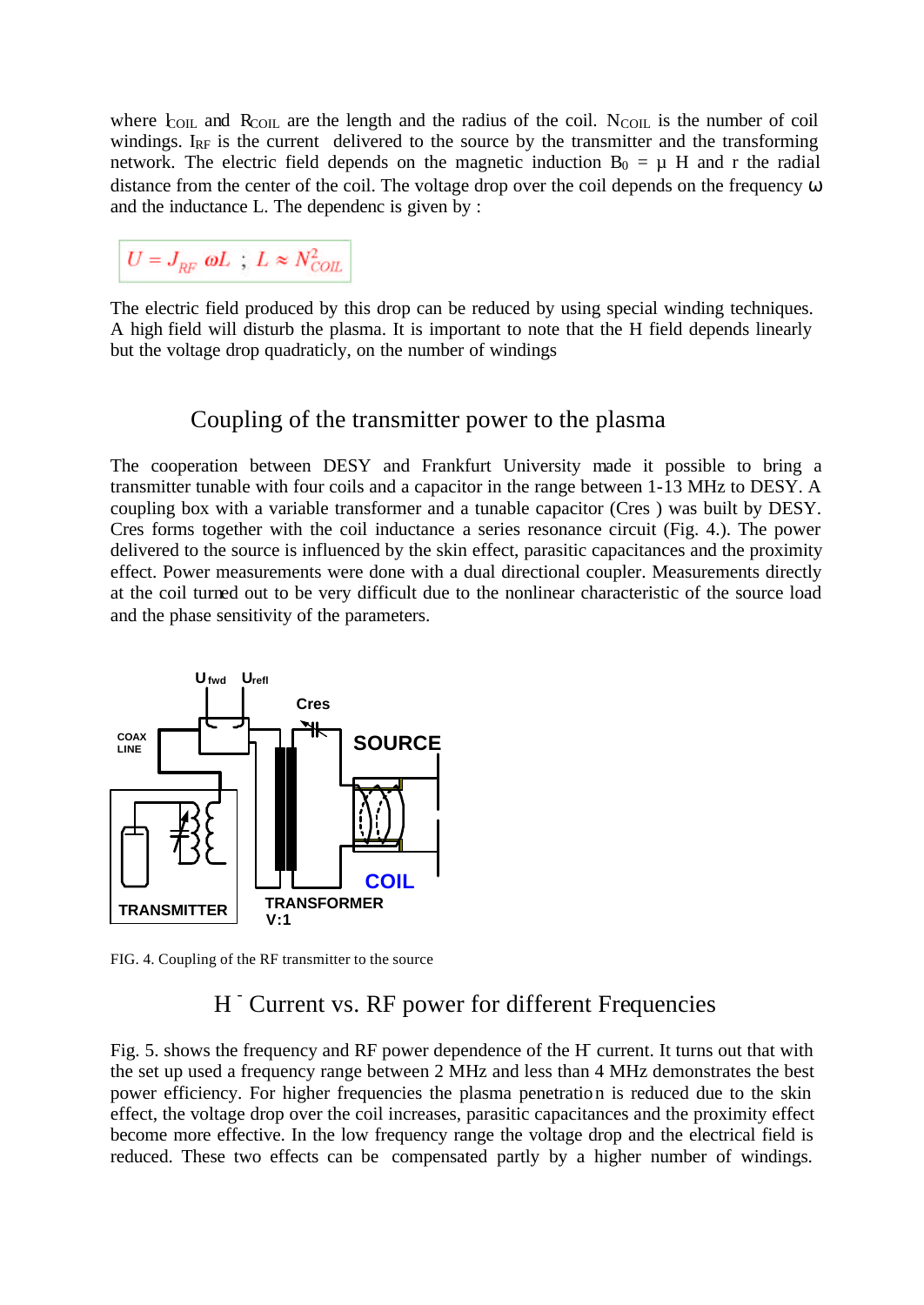where $l_{COIL}$ and $R_{COIL}$ are the length and the radius of the coil. $N_{COIL}$ is the number of coil windings. $I_{RF}$ is the current delivered to the source by the transmitter and the transforming network. The electric field depends on the magnetic induction $B_0 = \mu$ H and r the radial distance from the center of the coil. The voltage drop over the coil depends on the frequency $\omega$ and the inductance L. The dependenc is given by :

$$U = J_{RF}\ \omega L \ ;\ L \approx N_{COIL}^2$$

The electric field produced by this drop can be reduced by using special winding techniques. A high field will disturb the plasma. It is important to note that the H field depends linearly but the voltage drop quadraticly, on the number of windings

## Coupling of the transmitter power to the plasma

The cooperation between DESY and Frankfurt University made it possible to bring a transmitter tunable with four coils and a capacitor in the range between 1-13 MHz to DESY. A coupling box with a variable transformer and a tunable capacitor (Cres ) was built by DESY. Cres forms together with the coil inductance a series resonance circuit (Fig. 4.). The power delivered to the source is influenced by the skin effect, parasitic capacitances and the proximity effect. Power measurements were done with a dual directional coupler. Measurements directly at the coil turned out to be very difficult due to the nonlinear characteristic of the source load and the phase sensitivity of the parameters.

FIG. 4. Coupling of the RF transmitter to the source

## H⁻ Current vs. RF power for different Frequencies

Fig. 5. shows the frequency and RF power dependence of the H⁻ current. It turns out that with the set up used a frequency range between 2 MHz and less than 4 MHz demonstrates the best power efficiency. For higher frequencies the plasma penetration is reduced due to the skin effect, the voltage drop over the coil increases, parasitic capacitances and the proximity effect become more effective. In the low frequency range the voltage drop and the electrical field is reduced. These two effects can be compensated partly by a higher number of windings.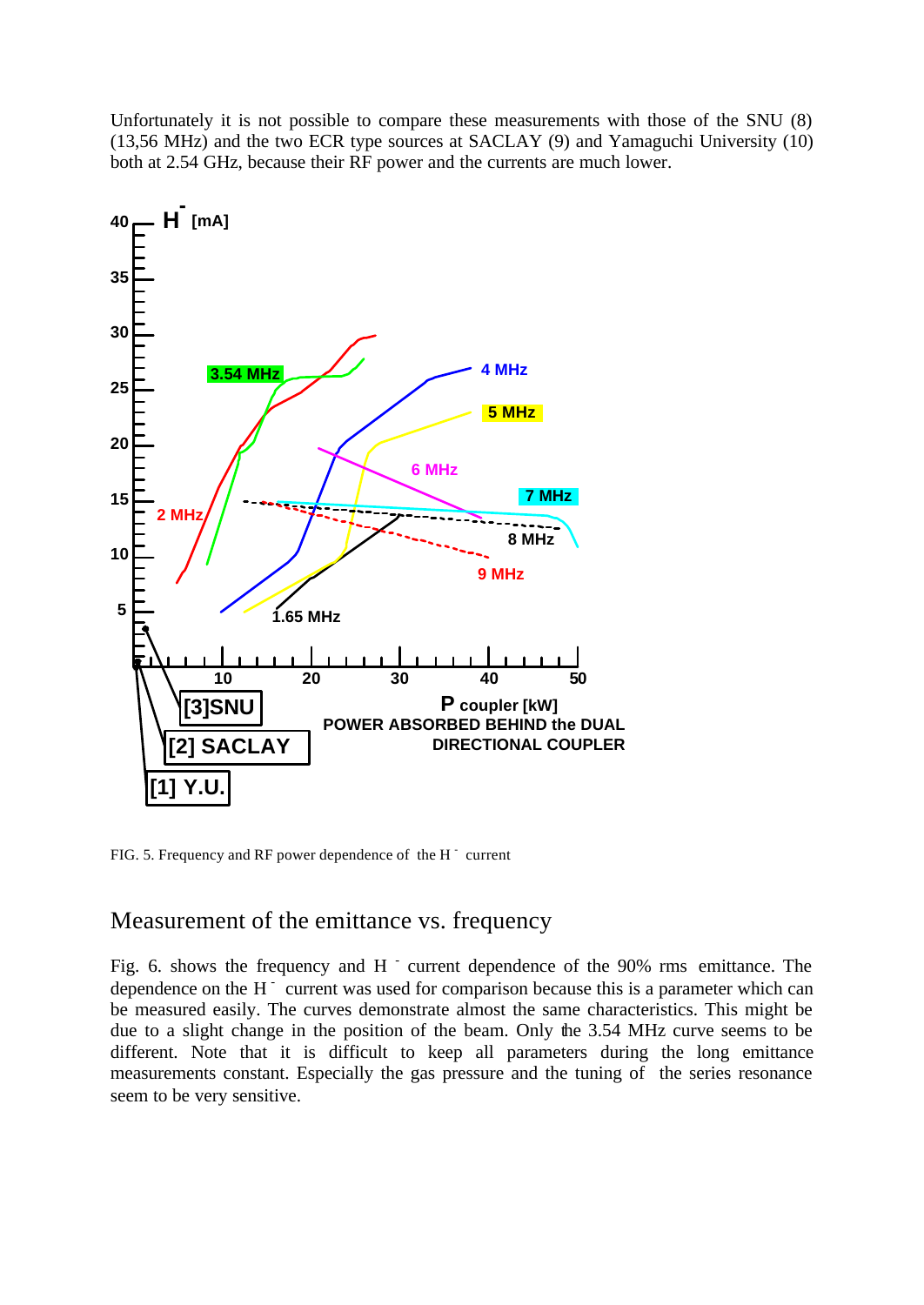Unfortunately it is not possible to compare these measurements with those of the SNU (8) (13,56 MHz) and the two ECR type sources at SACLAY (9) and Yamaguchi University (10) both at 2.54 GHz, because their RF power and the currents are much lower.

FIG. 5. Frequency and RF power dependence of the $H^-$ current

## Measurement of the emittance vs. frequency

Fig. 6. shows the frequency and $H^-$ current dependence of the 90% rms emittance. The dependence on the $H^-$ current was used for comparison because this is a parameter which can be measured easily. The curves demonstrate almost the same characteristics. This might be due to a slight change in the position of the beam. Only the 3.54 MHz curve seems to be different. Note that it is difficult to keep all parameters during the long emittance measurements constant. Especially the gas pressure and the tuning of the series resonance seem to be very sensitive.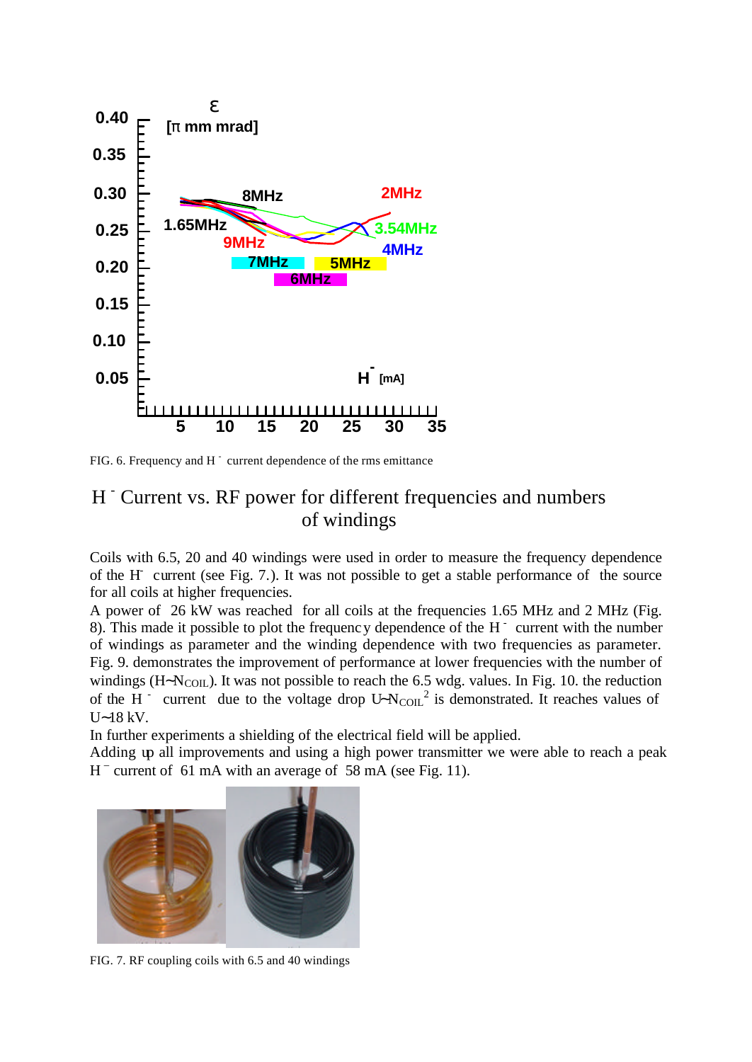FIG. 6. Frequency and H⁻ current dependence of the rms emittance

## $H^-$ Current vs. RF power for different frequencies and numbers of windings

Coils with 6.5, 20 and 40 windings were used in order to measure the frequency dependence of the $H^-$ current (see Fig. 7.). It was not possible to get a stable performance of the source for all coils at higher frequencies.

A power of 26 kW was reached for all coils at the frequencies 1.65 MHz and 2 MHz (Fig. 8). This made it possible to plot the frequency dependence of the $H^-$ current with the number of windings as parameter and the winding dependence with two frequencies as parameter. Fig. 9. demonstrates the improvement of performance at lower frequencies with the number of windings ($H \sim N_{COIL}$). It was not possible to reach the 6.5 wdg. values. In Fig. 10. the reduction of the $H^-$ current due to the voltage drop $U \sim N_{COIL}^2$ is demonstrated. It reaches values of $U \sim 18$ kV.

In further experiments a shielding of the electrical field will be applied.

Adding up all improvements and using a high power transmitter we were able to reach a peak $H^-$ current of 61 mA with an average of 58 mA (see Fig. 11).

FIG. 7. RF coupling coils with 6.5 and 40 windings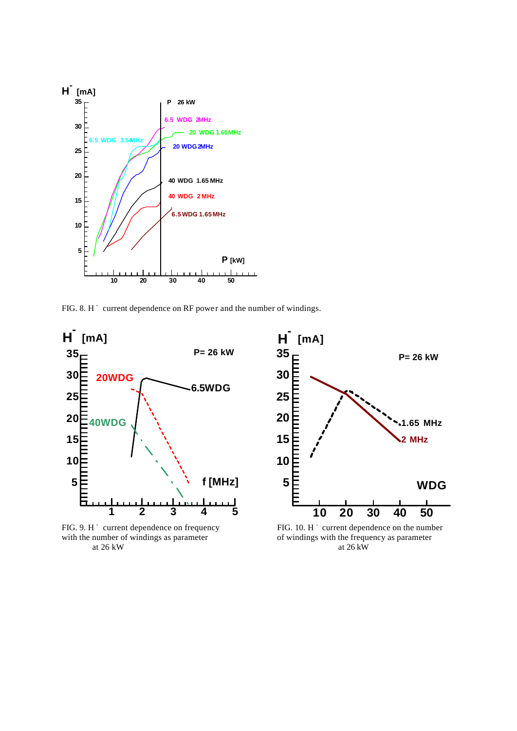FIG. 8. $H^-$ current dependence on RF power and the number of windings.

FIG. 9. $H^-$ current dependence on frequency with the number of windings as parameter at 26 kW

FIG. 10. $H^-$ current dependence on the number of windings with the frequency as parameter at 26 kW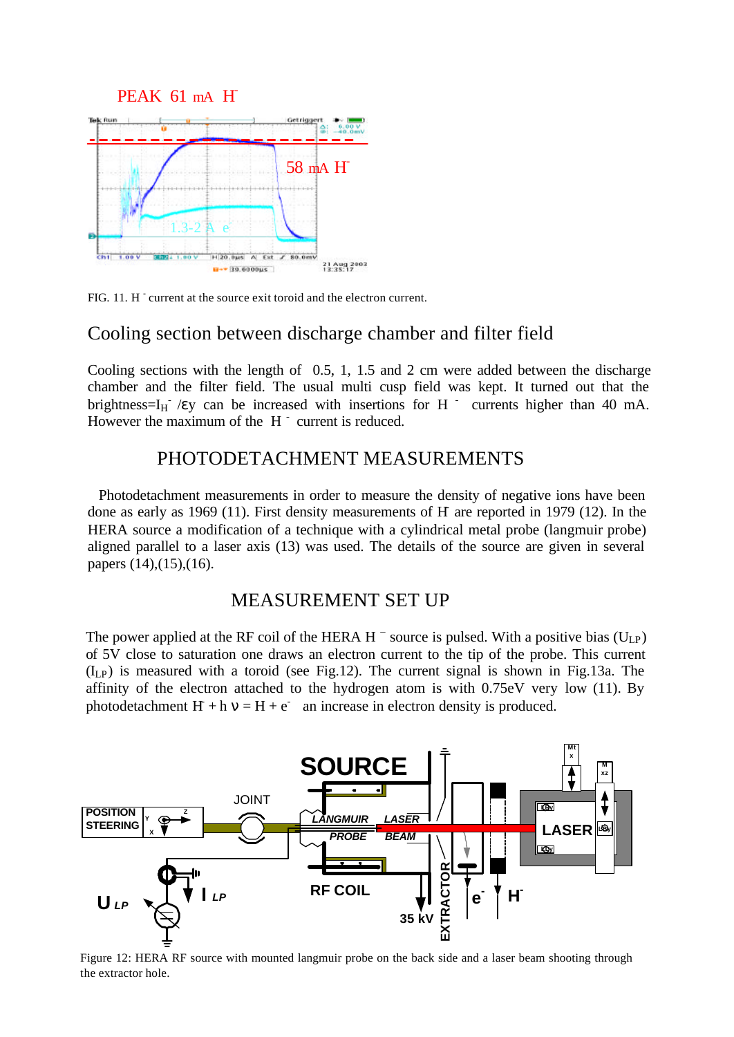FIG. 11. $H^-$ current at the source exit toroid and the electron current.

## Cooling section between discharge chamber and filter field

Cooling sections with the length of 0.5, 1, 1.5 and 2 cm were added between the discharge chamber and the filter field. The usual multi cusp field was kept. It turned out that the brightness=$I_{H}^{-}/\varepsilon y$ can be increased with insertions for $H^-$ currents higher than 40 mA. However the maximum of the $H^-$ current is reduced.

## PHOTODETACHMENT MEASUREMENTS

Photodetachment measurements in order to measure the density of negative ions have been done as early as 1969 (11). First density measurements of $H^-$ are reported in 1979 (12). In the HERA source a modification of a technique with a cylindrical metal probe (langmuir probe) aligned parallel to a laser axis (13) was used. The details of the source are given in several papers (14),(15),(16).

## MEASUREMENT SET UP

The power applied at the RF coil of the HERA $H^-$ source is pulsed. With a positive bias ($U_{LP}$) of 5V close to saturation one draws an electron current to the tip of the probe. This current ($I_{LP}$) is measured with a toroid (see Fig.12). The current signal is shown in Fig.13a. The affinity of the electron attached to the hydrogen atom is with 0.75eV very low (11). By photodetachment $H^- + h\nu = H + e^-$ an increase in electron density is produced.

Figure 12: HERA RF source with mounted langmuir probe on the back side and a laser beam shooting through the extractor hole.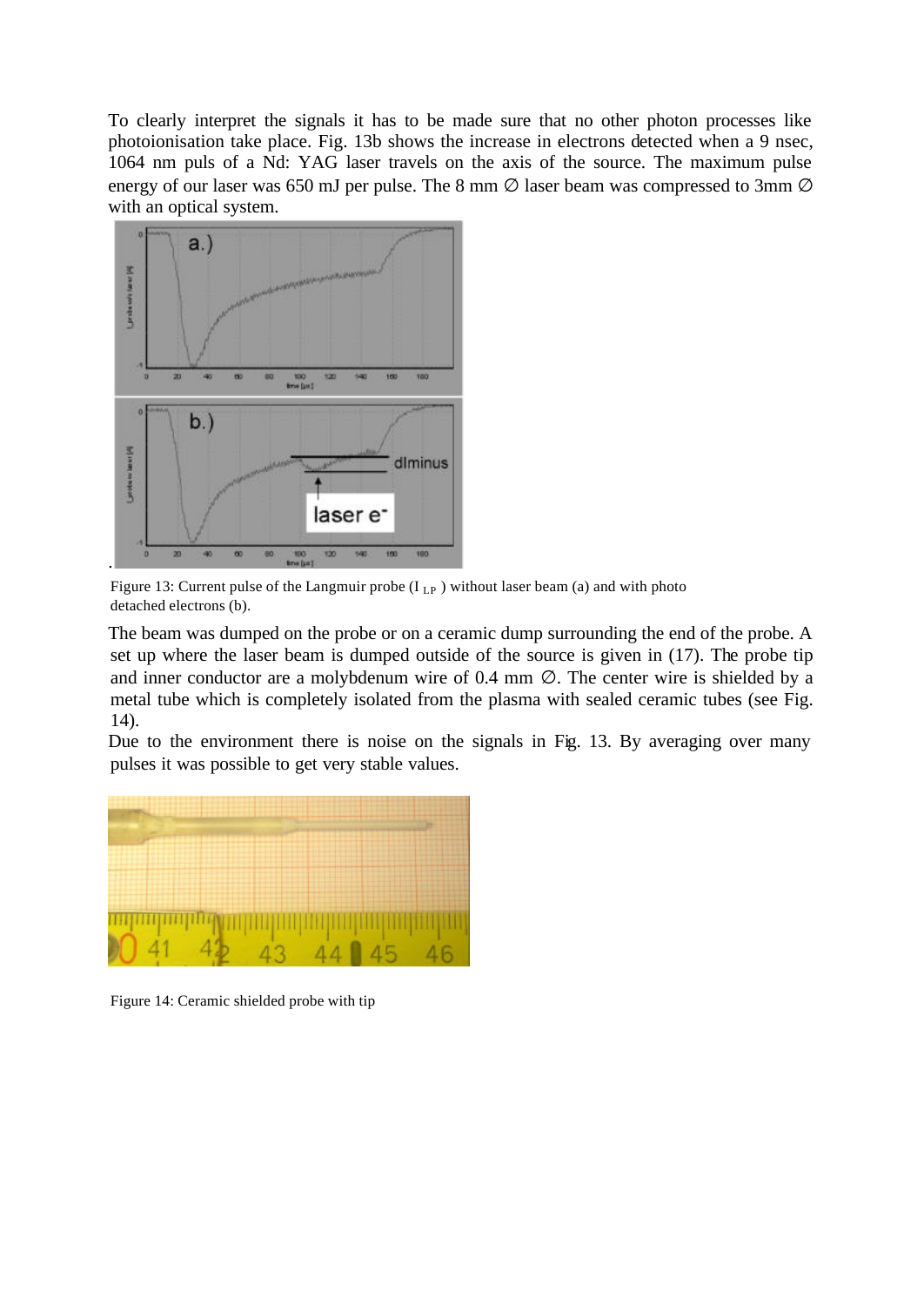To clearly interpret the signals it has to be made sure that no other photon processes like photoionisation take place. Fig. 13b shows the increase in electrons detected when a 9 nsec, 1064 nm puls of a Nd: YAG laser travels on the axis of the source. The maximum pulse energy of our laser was 650 mJ per pulse. The 8 mm ∅ laser beam was compressed to 3mm ∅ with an optical system.

Figure 13: Current pulse of the Langmuir probe ($I_{LP}$) without laser beam (a) and with photo detached electrons (b).

The beam was dumped on the probe or on a ceramic dump surrounding the end of the probe. A set up where the laser beam is dumped outside of the source is given in (17). The probe tip and inner conductor are a molybdenum wire of 0.4 mm ∅. The center wire is shielded by a metal tube which is completely isolated from the plasma with sealed ceramic tubes (see Fig. 14).

Due to the environment there is noise on the signals in Fig. 13. By averaging over many pulses it was possible to get very stable values.

Figure 14: Ceramic shielded probe with tip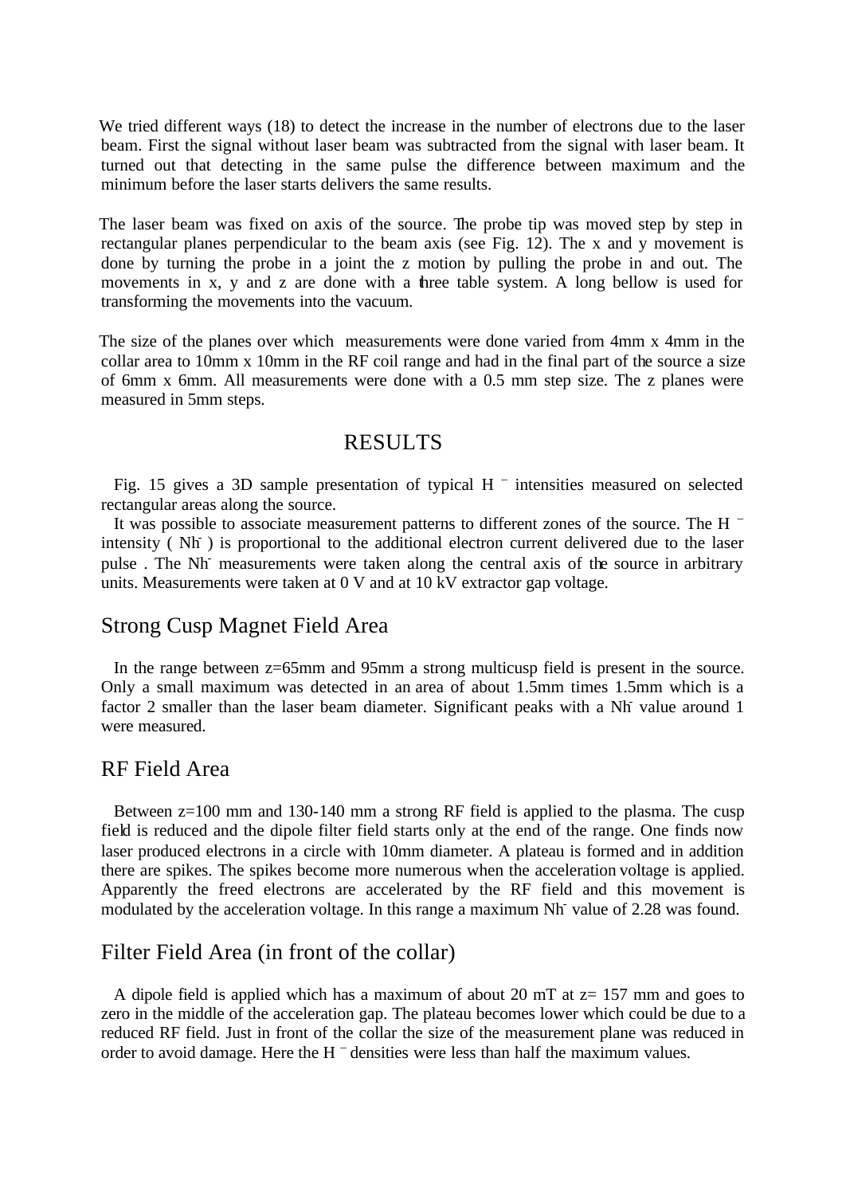We tried different ways (18) to detect the increase in the number of electrons due to the laser beam. First the signal without laser beam was subtracted from the signal with laser beam. It turned out that detecting in the same pulse the difference between maximum and the minimum before the laser starts delivers the same results.

The laser beam was fixed on axis of the source. The probe tip was moved step by step in rectangular planes perpendicular to the beam axis (see Fig. 12). The x and y movement is done by turning the probe in a joint the z motion by pulling the probe in and out. The movements in x, y and z are done with a three table system. A long bellow is used for transforming the movements into the vacuum.

The size of the planes over which measurements were done varied from 4mm x 4mm in the collar area to 10mm x 10mm in the RF coil range and had in the final part of the source a size of 6mm x 6mm. All measurements were done with a 0.5 mm step size. The z planes were measured in 5mm steps.

# RESULTS

Fig. 15 gives a 3D sample presentation of typical $H^-$ intensities measured on selected rectangular areas along the source.

It was possible to associate measurement patterns to different zones of the source. The $H^-$ intensity ( $Nh^-$ ) is proportional to the additional electron current delivered due to the laser pulse . The $Nh^-$ measurements were taken along the central axis of the source in arbitrary units. Measurements were taken at 0 V and at 10 kV extractor gap voltage.

## Strong Cusp Magnet Field Area

In the range between z=65mm and 95mm a strong multicusp field is present in the source. Only a small maximum was detected in an area of about 1.5mm times 1.5mm which is a factor 2 smaller than the laser beam diameter. Significant peaks with a $Nh^-$ value around 1 were measured.

## RF Field Area

Between z=100 mm and 130-140 mm a strong RF field is applied to the plasma. The cusp field is reduced and the dipole filter field starts only at the end of the range. One finds now laser produced electrons in a circle with 10mm diameter. A plateau is formed and in addition there are spikes. The spikes become more numerous when the acceleration voltage is applied. Apparently the freed electrons are accelerated by the RF field and this movement is modulated by the acceleration voltage. In this range a maximum $Nh^-$ value of 2.28 was found.

## Filter Field Area (in front of the collar)

A dipole field is applied which has a maximum of about 20 mT at z= 157 mm and goes to zero in the middle of the acceleration gap. The plateau becomes lower which could be due to a reduced RF field. Just in front of the collar the size of the measurement plane was reduced in order to avoid damage. Here the $H^-$ densities were less than half the maximum values.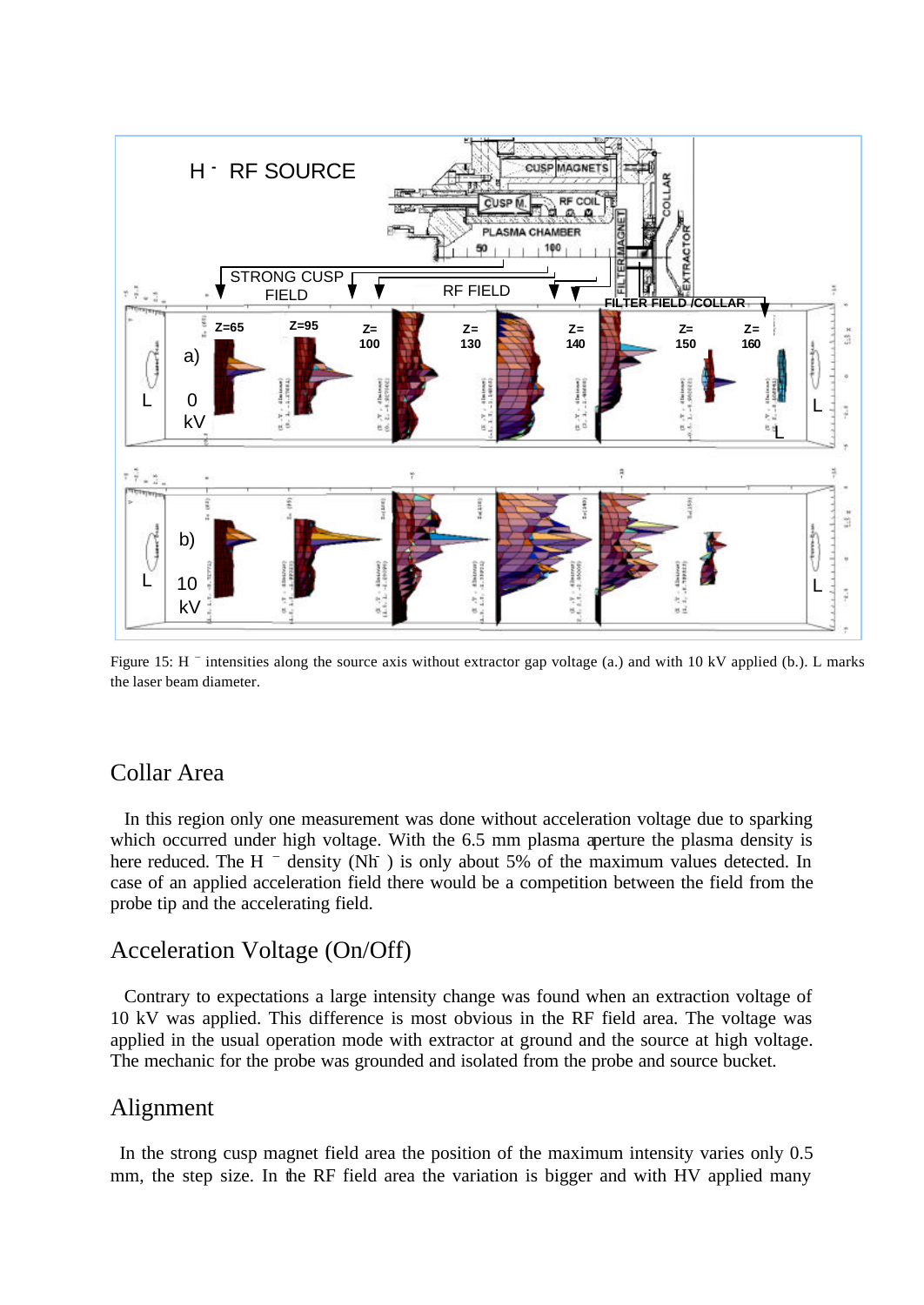Figure 15: $H^-$ intensities along the source axis without extractor gap voltage (a.) and with 10 kV applied (b.). L marks the laser beam diameter.

## Collar Area

In this region only one measurement was done without acceleration voltage due to sparking which occurred under high voltage. With the 6.5 mm plasma aperture the plasma density is here reduced. The $H^-$ density ($N_{H^-}$) is only about 5% of the maximum values detected. In case of an applied acceleration field there would be a competition between the field from the probe tip and the accelerating field.

## Acceleration Voltage (On/Off)

Contrary to expectations a large intensity change was found when an extraction voltage of 10 kV was applied. This difference is most obvious in the RF field area. The voltage was applied in the usual operation mode with extractor at ground and the source at high voltage. The mechanic for the probe was grounded and isolated from the probe and source bucket.

## Alignment

In the strong cusp magnet field area the position of the maximum intensity varies only 0.5 mm, the step size. In the RF field area the variation is bigger and with HV applied many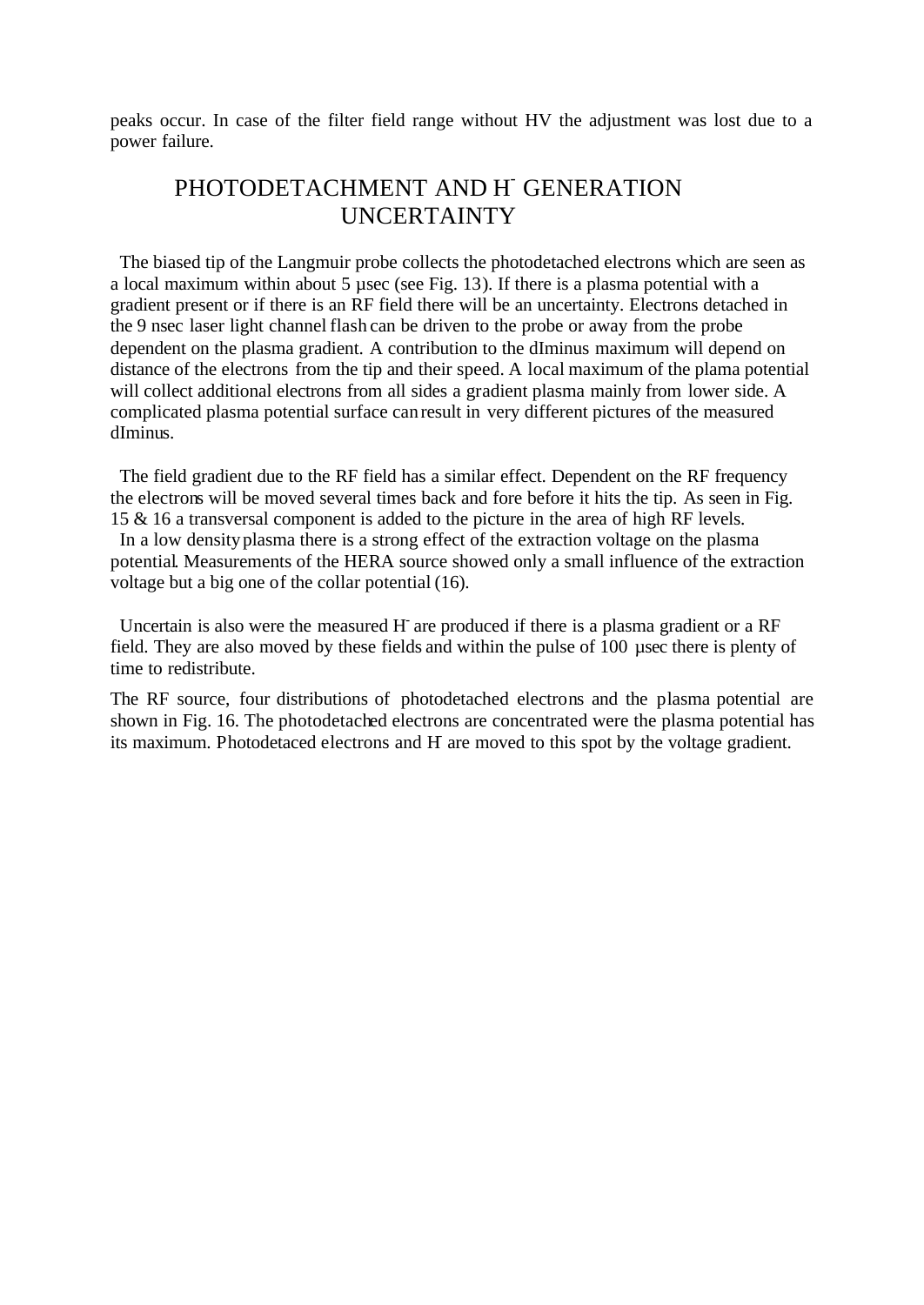peaks occur. In case of the filter field range without HV the adjustment was lost due to a power failure.

## PHOTODETACHMENT AND $H^-$ GENERATION UNCERTAINTY

The biased tip of the Langmuir probe collects the photodetached electrons which are seen as a local maximum within about 5 µsec (see Fig. 13). If there is a plasma potential with a gradient present or if there is an RF field there will be an uncertainty. Electrons detached in the 9 nsec laser light channel flash can be driven to the probe or away from the probe dependent on the plasma gradient. A contribution to the dIminus maximum will depend on distance of the electrons from the tip and their speed. A local maximum of the plama potential will collect additional electrons from all sides a gradient plasma mainly from lower side. A complicated plasma potential surface can result in very different pictures of the measured dIminus.

The field gradient due to the RF field has a similar effect. Dependent on the RF frequency the electrons will be moved several times back and fore before it hits the tip. As seen in Fig. 15 & 16 a transversal component is added to the picture in the area of high RF levels.
In a low density plasma there is a strong effect of the extraction voltage on the plasma potential. Measurements of the HERA source showed only a small influence of the extraction voltage but a big one of the collar potential (16).

Uncertain is also were the measured $H^-$ are produced if there is a plasma gradient or a RF field. They are also moved by these fields and within the pulse of 100 µsec there is plenty of time to redistribute.

The RF source, four distributions of photodetached electrons and the plasma potential are shown in Fig. 16. The photodetached electrons are concentrated were the plasma potential has its maximum. Photodetaced electrons and $H^-$ are moved to this spot by the voltage gradient.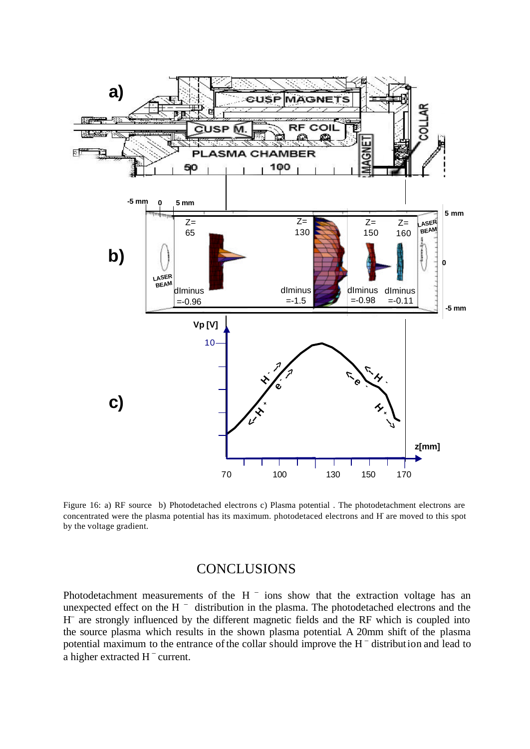Figure 16: a) RF source b) Photodetached electrons c) Plasma potential . The photodetachment electrons are concentrated were the plasma potential has its maximum. photodetaced electrons and $H^-$ are moved to this spot by the voltage gradient.

## CONCLUSIONS

Photodetachment measurements of the $H^-$ ions show that the extraction voltage has an unexpected effect on the $H^-$ distribution in the plasma. The photodetached electrons and the $H^-$ are strongly influenced by the different magnetic fields and the RF which is coupled into the source plasma which results in the shown plasma potential. A 20mm shift of the plasma potential maximum to the entrance of the collar should improve the $H^-$ distribution and lead to a higher extracted $H^-$ current.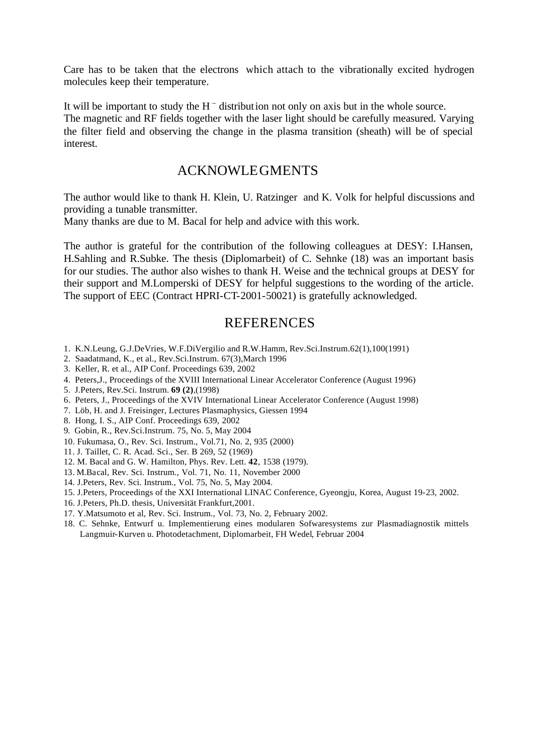Care has to be taken that the electrons which attach to the vibrationally excited hydrogen molecules keep their temperature.

It will be important to study the $H^-$ distribution not only on axis but in the whole source.
The magnetic and RF fields together with the laser light should be carefully measured. Varying the filter field and observing the change in the plasma transition (sheath) will be of special interest.

## ACKNOWLEGMENTS

The author would like to thank H. Klein, U. Ratzinger and K. Volk for helpful discussions and providing a tunable transmitter.
Many thanks are due to M. Bacal for help and advice with this work.

The author is grateful for the contribution of the following colleagues at DESY: I.Hansen, H.Sahling and R.Subke. The thesis (Diplomarbeit) of C. Sehnke (18) was an important basis for our studies. The author also wishes to thank H. Weise and the technical groups at DESY for their support and M.Lomperski of DESY for helpful suggestions to the wording of the article. The support of EEC (Contract HPRI-CT-2001-50021) is gratefully acknowledged.

## REFERENCES

1. K.N.Leung, G.J.DeVries, W.F.DiVergilio and R.W.Hamm, Rev.Sci.Instrum.62(1),100(1991)
2. Saadatmand, K., et al., Rev.Sci.Instrum. 67(3),March 1996
3. Keller, R. et al., AIP Conf. Proceedings 639, 2002
4. Peters,J., Proceedings of the XVIII International Linear Accelerator Conference (August 1996)
5. J.Peters, Rev.Sci. Instrum. **69 (2)**,(1998)
6. Peters, J., Proceedings of the XVIV International Linear Accelerator Conference (August 1998)
7. Löb, H. and J. Freisinger, Lectures Plasmaphysics, Giessen 1994
8. Hong, I. S., AIP Conf. Proceedings 639, 2002
9. Gobin, R., Rev.Sci.Instrum. 75, No. 5, May 2004
10. Fukumasa, O., Rev. Sci. Instrum., Vol.71, No. 2, 935 (2000)
11. J. Taillet, C. R. Acad. Sci., Ser. B 269, 52 (1969)
12. M. Bacal and G. W. Hamilton, Phys. Rev. Lett. **42**, 1538 (1979).
13. M.Bacal, Rev. Sci. Instrum., Vol. 71, No. 11, November 2000
14. J.Peters, Rev. Sci. Instrum., Vol. 75, No. 5, May 2004.
15. J.Peters, Proceedings of the XXI International LINAC Conference, Gyeongju, Korea, August 19-23, 2002.
16. J.Peters, Ph.D. thesis, Universität Frankfurt,2001.
17. Y.Matsumoto et al, Rev. Sci. Instrum., Vol. 73, No. 2, February 2002.
18. C. Sehnke, Entwurf u. Implementierung eines modularen Sofwaresystems zur Plasmadiagnostik mittels Langmuir-Kurven u. Photodetachment, Diplomarbeit, FH Wedel, Februar 2004